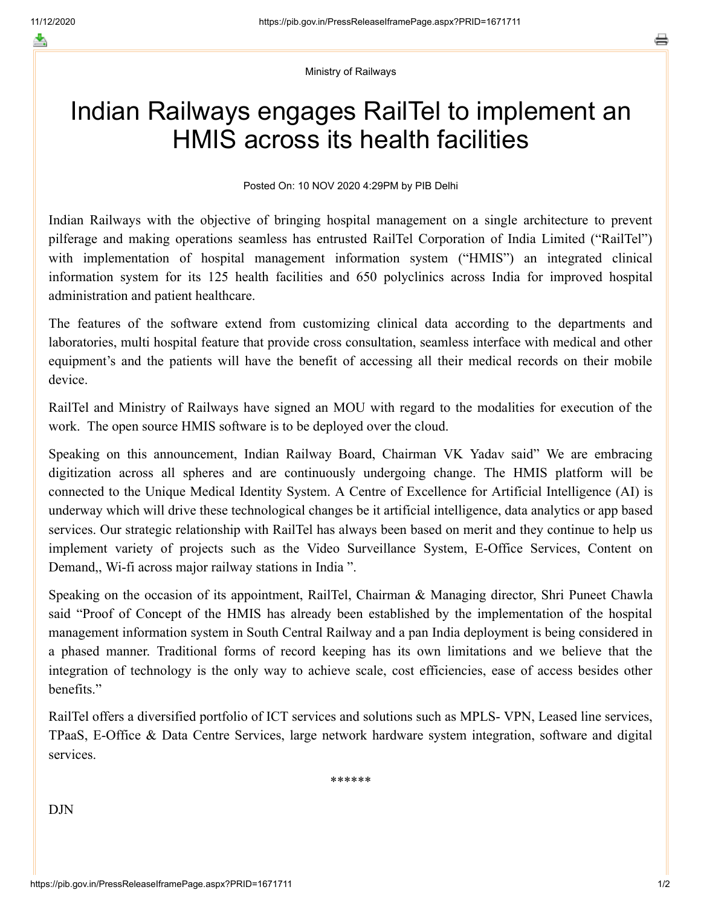Ministry of Railways

# Indian Railways engages RailTel to implement an HMIS across its health facilities

Posted On: 10 NOV 2020 4:29PM by PIB Delhi

Indian Railways with the objective of bringing hospital management on a single architecture to prevent pilferage and making operations seamless has entrusted RailTel Corporation of India Limited ("RailTel") with implementation of hospital management information system ("HMIS") an integrated clinical information system for its 125 health facilities and 650 polyclinics across India for improved hospital administration and patient healthcare.

The features of the software extend from customizing clinical data according to the departments and laboratories, multi hospital feature that provide cross consultation, seamless interface with medical and other equipment's and the patients will have the benefit of accessing all their medical records on their mobile device.

RailTel and Ministry of Railways have signed an MOU with regard to the modalities for execution of the work. The open source HMIS software is to be deployed over the cloud.

Speaking on this announcement, Indian Railway Board, Chairman VK Yadav said" We are embracing digitization across all spheres and are continuously undergoing change. The HMIS platform will be connected to the Unique Medical Identity System. A Centre of Excellence for Artificial Intelligence (AI) is underway which will drive these technological changes be it artificial intelligence, data analytics or app based services. Our strategic relationship with RailTel has always been based on merit and they continue to help us implement variety of projects such as the Video Surveillance System, E-Office Services, Content on Demand,, Wi-fi across major railway stations in India ".

Speaking on the occasion of its appointment, RailTel, Chairman & Managing director, Shri Puneet Chawla said "Proof of Concept of the HMIS has already been established by the implementation of the hospital management information system in South Central Railway and a pan India deployment is being considered in a phased manner. Traditional forms of record keeping has its own limitations and we believe that the integration of technology is the only way to achieve scale, cost efficiencies, ease of access besides other benefits."

RailTel offers a diversified portfolio of ICT services and solutions such as MPLS- VPN, Leased line services, TPaaS, E-Office & Data Centre Services, large network hardware system integration, software and digital services.

******

DJN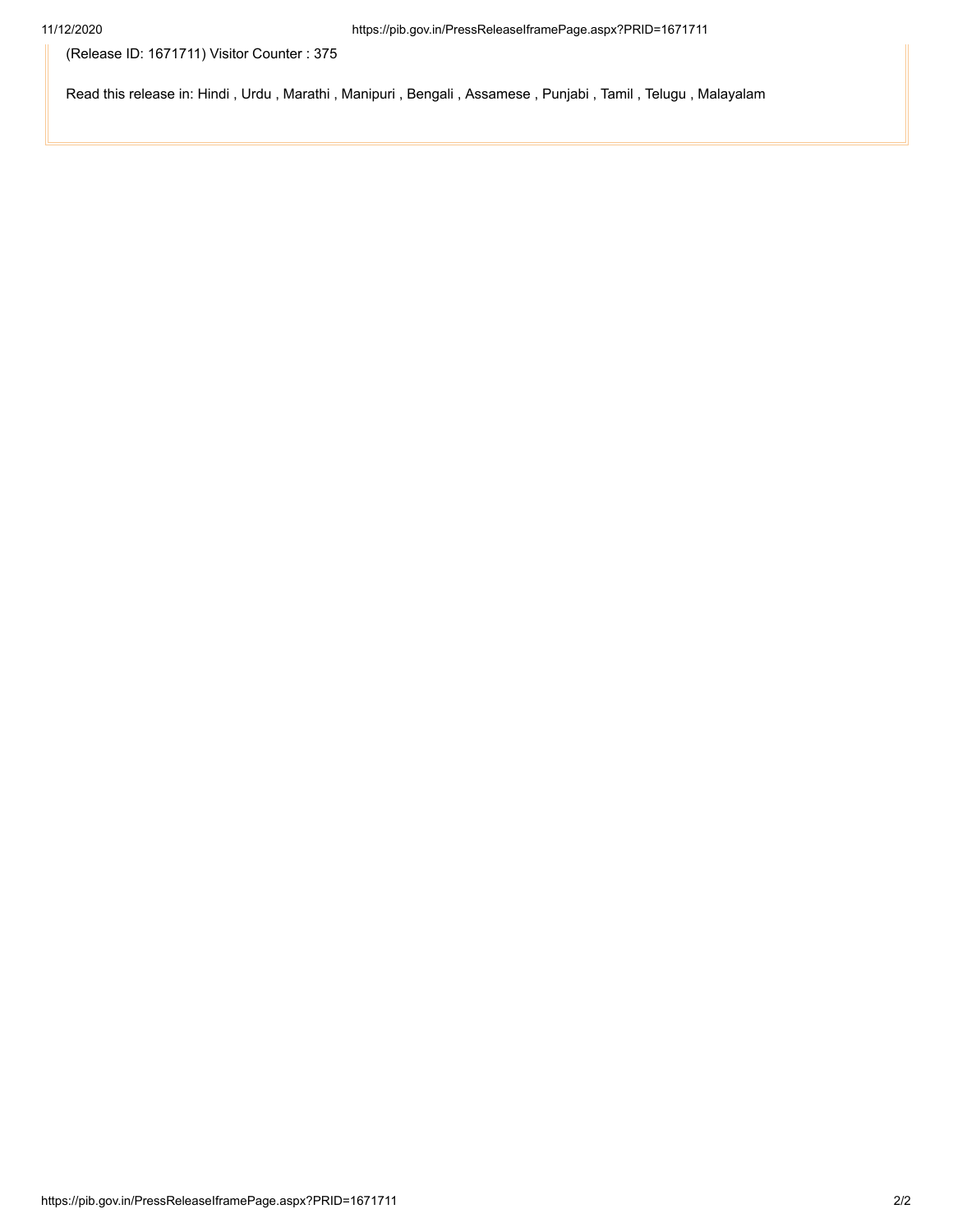(Release ID: 1671711) Visitor Counter : 375

Read this release in: Hindi , Urdu , Marathi , Manipuri , Bengali , Assamese , Punjabi , Tamil , Telugu , Malayalam